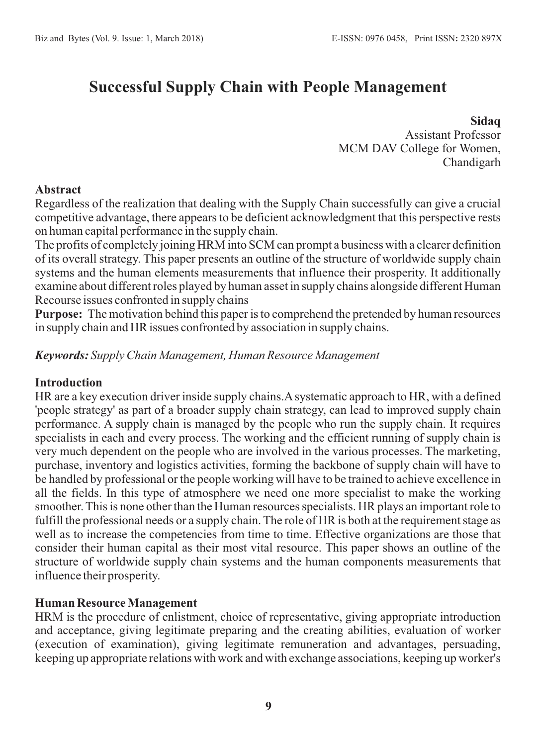# Successful Supply Chain with People Management

**Sidaq**
Assistant Professor
MCM DAV College for Women,
Chandigarh

## Abstract

Regardless of the realization that dealing with the Supply Chain successfully can give a crucial competitive advantage, there appears to be deficient acknowledgment that this perspective rests on human capital performance in the supply chain.

The profits of completely joining HRM into SCM can prompt a business with a clearer definition of its overall strategy. This paper presents an outline of the structure of worldwide supply chain systems and the human elements measurements that influence their prosperity. It additionally examine about different roles played by human asset in supply chains alongside different Human Recourse issues confronted in supply chains

**Purpose:** The motivation behind this paper is to comprehend the pretended by human resources in supply chain and HR issues confronted by association in supply chains.

***Keywords:*** *Supply Chain Management, Human Resource Management*

## Introduction

HR are a key execution driver inside supply chains.A systematic approach to HR, with a defined 'people strategy' as part of a broader supply chain strategy, can lead to improved supply chain performance. A supply chain is managed by the people who run the supply chain. It requires specialists in each and every process. The working and the efficient running of supply chain is very much dependent on the people who are involved in the various processes. The marketing, purchase, inventory and logistics activities, forming the backbone of supply chain will have to be handled by professional or the people working will have to be trained to achieve excellence in all the fields. In this type of atmosphere we need one more specialist to make the working smoother. This is none other than the Human resources specialists. HR plays an important role to fulfill the professional needs or a supply chain. The role of HR is both at the requirement stage as well as to increase the competencies from time to time. Effective organizations are those that consider their human capital as their most vital resource. This paper shows an outline of the structure of worldwide supply chain systems and the human components measurements that influence their prosperity.

## Human Resource Management

HRM is the procedure of enlistment, choice of representative, giving appropriate introduction and acceptance, giving legitimate preparing and the creating abilities, evaluation of worker (execution of examination), giving legitimate remuneration and advantages, persuading, keeping up appropriate relations with work and with exchange associations, keeping up worker's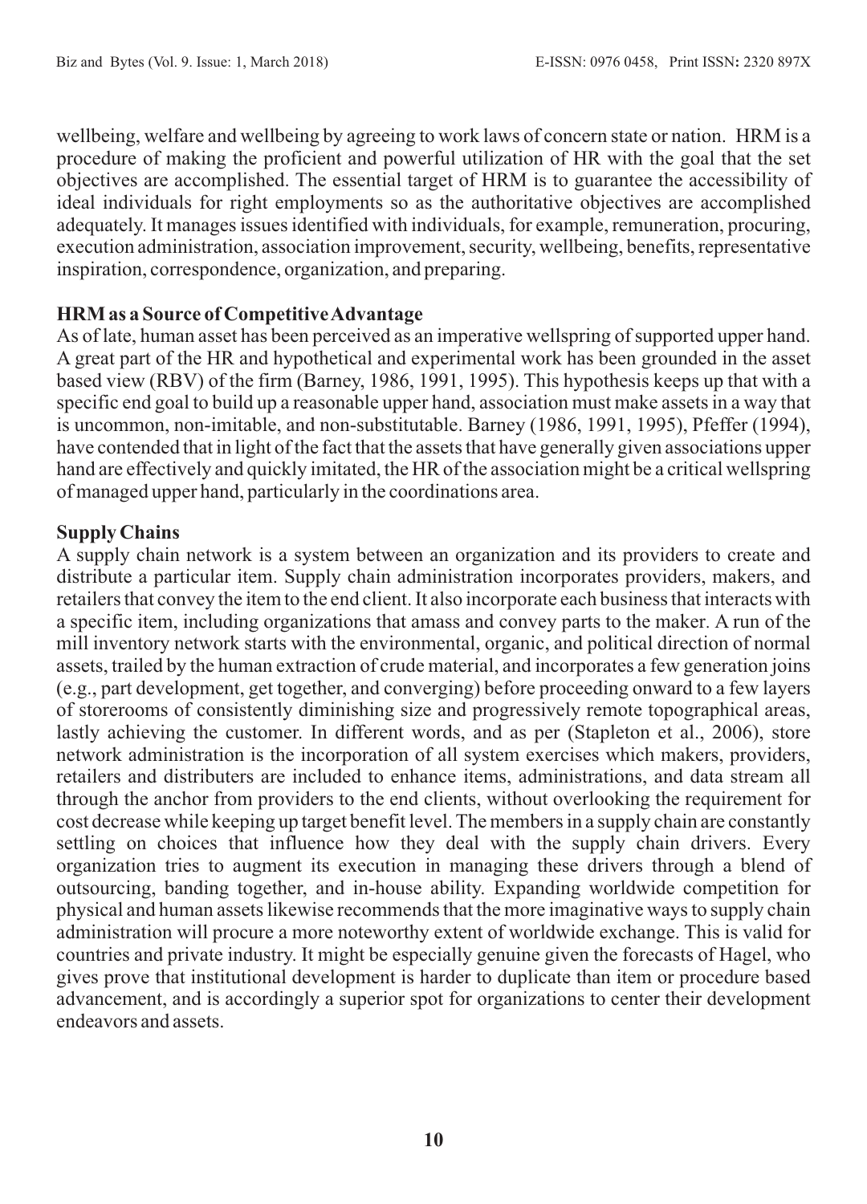wellbeing, welfare and wellbeing by agreeing to work laws of concern state or nation. HRM is a procedure of making the proficient and powerful utilization of HR with the goal that the set objectives are accomplished. The essential target of HRM is to guarantee the accessibility of ideal individuals for right employments so as the authoritative objectives are accomplished adequately. It manages issues identified with individuals, for example, remuneration, procuring, execution administration, association improvement, security, wellbeing, benefits, representative inspiration, correspondence, organization, and preparing.

**HRM as a Source of Competitive Advantage**

As of late, human asset has been perceived as an imperative wellspring of supported upper hand. A great part of the HR and hypothetical and experimental work has been grounded in the asset based view (RBV) of the firm (Barney, 1986, 1991, 1995). This hypothesis keeps up that with a specific end goal to build up a reasonable upper hand, association must make assets in a way that is uncommon, non-imitable, and non-substitutable. Barney (1986, 1991, 1995), Pfeffer (1994), have contended that in light of the fact that the assets that have generally given associations upper hand are effectively and quickly imitated, the HR of the association might be a critical wellspring of managed upper hand, particularly in the coordinations area.

**Supply Chains**

A supply chain network is a system between an organization and its providers to create and distribute a particular item. Supply chain administration incorporates providers, makers, and retailers that convey the item to the end client. It also incorporate each business that interacts with a specific item, including organizations that amass and convey parts to the maker. A run of the mill inventory network starts with the environmental, organic, and political direction of normal assets, trailed by the human extraction of crude material, and incorporates a few generation joins (e.g., part development, get together, and converging) before proceeding onward to a few layers of storerooms of consistently diminishing size and progressively remote topographical areas, lastly achieving the customer. In different words, and as per (Stapleton et al., 2006), store network administration is the incorporation of all system exercises which makers, providers, retailers and distributers are included to enhance items, administrations, and data stream all through the anchor from providers to the end clients, without overlooking the requirement for cost decrease while keeping up target benefit level. The members in a supply chain are constantly settling on choices that influence how they deal with the supply chain drivers. Every organization tries to augment its execution in managing these drivers through a blend of outsourcing, banding together, and in-house ability. Expanding worldwide competition for physical and human assets likewise recommends that the more imaginative ways to supply chain administration will procure a more noteworthy extent of worldwide exchange. This is valid for countries and private industry. It might be especially genuine given the forecasts of Hagel, who gives prove that institutional development is harder to duplicate than item or procedure based advancement, and is accordingly a superior spot for organizations to center their development endeavors and assets.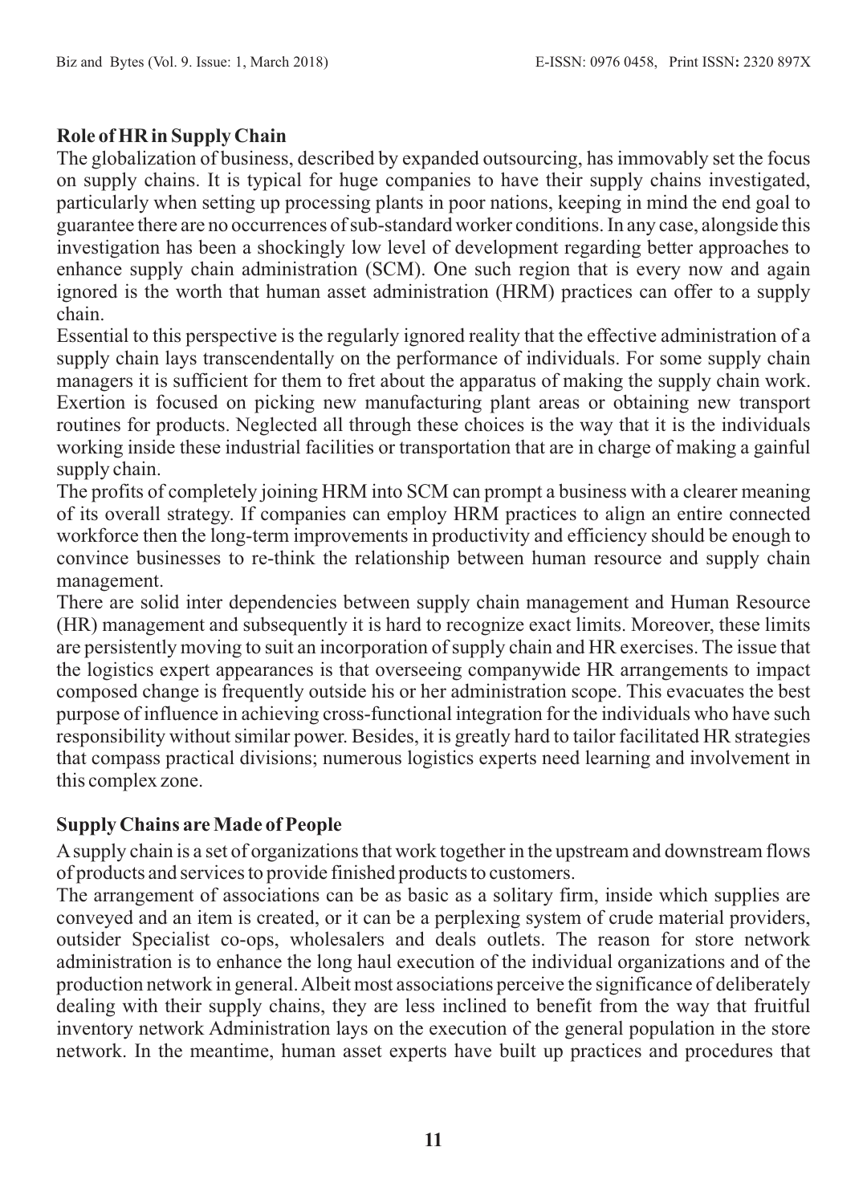**Role of HR in Supply Chain**

The globalization of business, described by expanded outsourcing, has immovably set the focus on supply chains. It is typical for huge companies to have their supply chains investigated, particularly when setting up processing plants in poor nations, keeping in mind the end goal to guarantee there are no occurrences of sub-standard worker conditions. In any case, alongside this investigation has been a shockingly low level of development regarding better approaches to enhance supply chain administration (SCM). One such region that is every now and again ignored is the worth that human asset administration (HRM) practices can offer to a supply chain.

Essential to this perspective is the regularly ignored reality that the effective administration of a supply chain lays transcendentally on the performance of individuals. For some supply chain managers it is sufficient for them to fret about the apparatus of making the supply chain work. Exertion is focused on picking new manufacturing plant areas or obtaining new transport routines for products. Neglected all through these choices is the way that it is the individuals working inside these industrial facilities or transportation that are in charge of making a gainful supply chain.

The profits of completely joining HRM into SCM can prompt a business with a clearer meaning of its overall strategy. If companies can employ HRM practices to align an entire connected workforce then the long-term improvements in productivity and efficiency should be enough to convince businesses to re-think the relationship between human resource and supply chain management.

There are solid inter dependencies between supply chain management and Human Resource (HR) management and subsequently it is hard to recognize exact limits. Moreover, these limits are persistently moving to suit an incorporation of supply chain and HR exercises. The issue that the logistics expert appearances is that overseeing companywide HR arrangements to impact composed change is frequently outside his or her administration scope. This evacuates the best purpose of influence in achieving cross-functional integration for the individuals who have such responsibility without similar power. Besides, it is greatly hard to tailor facilitated HR strategies that compass practical divisions; numerous logistics experts need learning and involvement in this complex zone.

**Supply Chains are Made of People**

A supply chain is a set of organizations that work together in the upstream and downstream flows of products and services to provide finished products to customers.

The arrangement of associations can be as basic as a solitary firm, inside which supplies are conveyed and an item is created, or it can be a perplexing system of crude material providers, outsider Specialist co-ops, wholesalers and deals outlets. The reason for store network administration is to enhance the long haul execution of the individual organizations and of the production network in general. Albeit most associations perceive the significance of deliberately dealing with their supply chains, they are less inclined to benefit from the way that fruitful inventory network Administration lays on the execution of the general population in the store network. In the meantime, human asset experts have built up practices and procedures that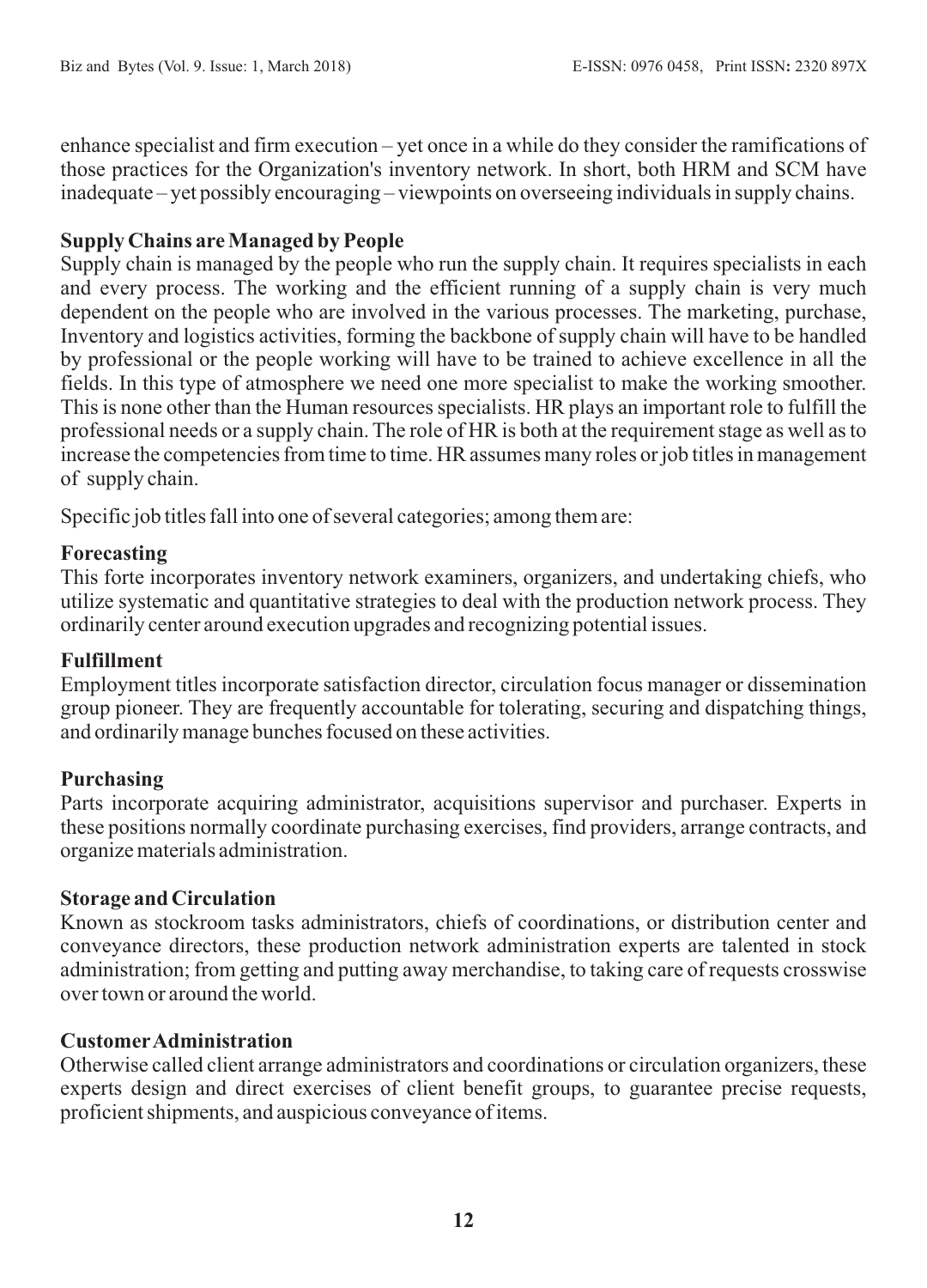enhance specialist and firm execution – yet once in a while do they consider the ramifications of those practices for the Organization's inventory network. In short, both HRM and SCM have inadequate – yet possibly encouraging – viewpoints on overseeing individuals in supply chains.

**Supply Chains are Managed by People**

Supply chain is managed by the people who run the supply chain. It requires specialists in each and every process. The working and the efficient running of a supply chain is very much dependent on the people who are involved in the various processes. The marketing, purchase, Inventory and logistics activities, forming the backbone of supply chain will have to be handled by professional or the people working will have to be trained to achieve excellence in all the fields. In this type of atmosphere we need one more specialist to make the working smoother. This is none other than the Human resources specialists. HR plays an important role to fulfill the professional needs or a supply chain. The role of HR is both at the requirement stage as well as to increase the competencies from time to time. HR assumes many roles or job titles in management of supply chain.

Specific job titles fall into one of several categories; among them are:

**Forecasting**

This forte incorporates inventory network examiners, organizers, and undertaking chiefs, who utilize systematic and quantitative strategies to deal with the production network process. They ordinarily center around execution upgrades and recognizing potential issues.

**Fulfillment**

Employment titles incorporate satisfaction director, circulation focus manager or dissemination group pioneer. They are frequently accountable for tolerating, securing and dispatching things, and ordinarily manage bunches focused on these activities.

**Purchasing**

Parts incorporate acquiring administrator, acquisitions supervisor and purchaser. Experts in these positions normally coordinate purchasing exercises, find providers, arrange contracts, and organize materials administration.

**Storage and Circulation**

Known as stockroom tasks administrators, chiefs of coordinations, or distribution center and conveyance directors, these production network administration experts are talented in stock administration; from getting and putting away merchandise, to taking care of requests crosswise over town or around the world.

**Customer Administration**

Otherwise called client arrange administrators and coordinations or circulation organizers, these experts design and direct exercises of client benefit groups, to guarantee precise requests, proficient shipments, and auspicious conveyance of items.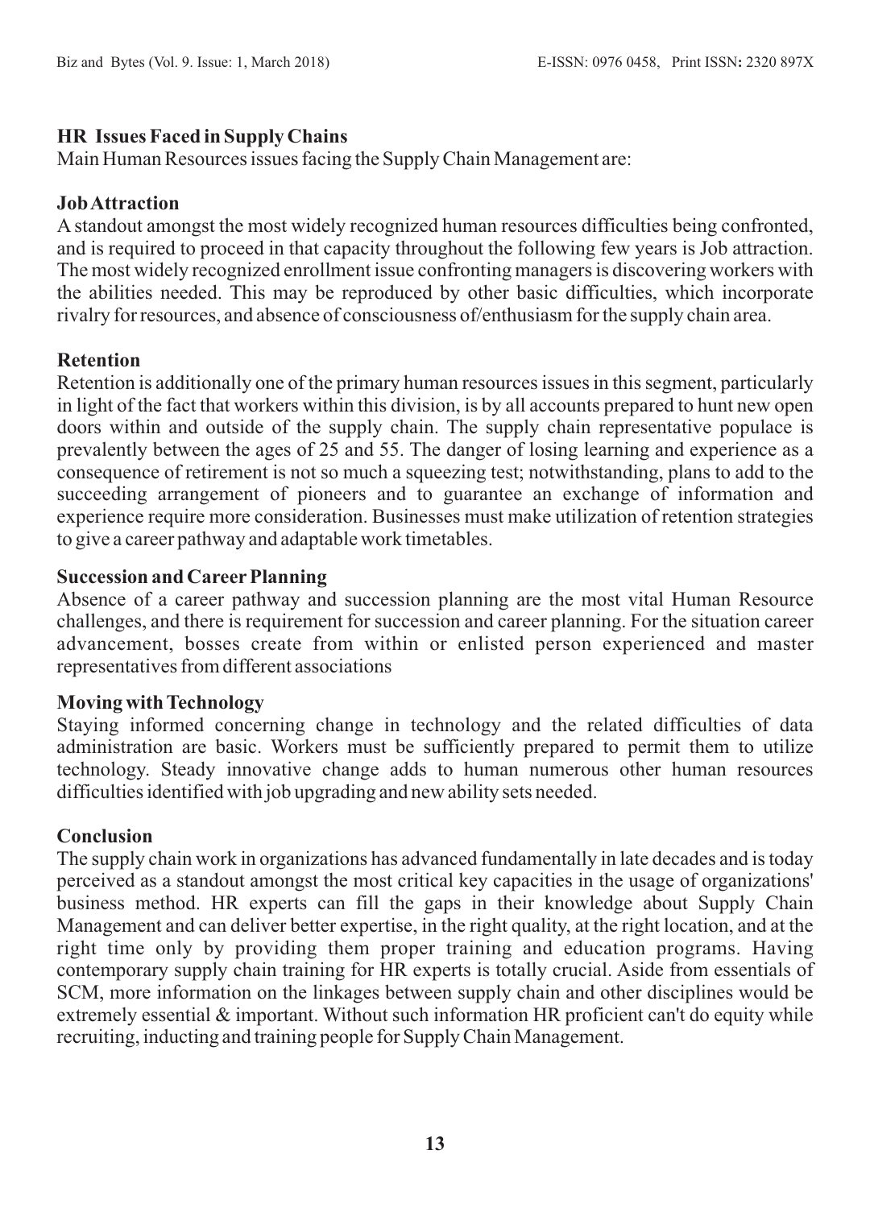## HR Issues Faced in Supply Chains

Main Human Resources issues facing the Supply Chain Management are:

### Job Attraction

A standout amongst the most widely recognized human resources difficulties being confronted, and is required to proceed in that capacity throughout the following few years is Job attraction. The most widely recognized enrollment issue confronting managers is discovering workers with the abilities needed. This may be reproduced by other basic difficulties, which incorporate rivalry for resources, and absence of consciousness of/enthusiasm for the supply chain area.

### Retention

Retention is additionally one of the primary human resources issues in this segment, particularly in light of the fact that workers within this division, is by all accounts prepared to hunt new open doors within and outside of the supply chain. The supply chain representative populace is prevalently between the ages of 25 and 55. The danger of losing learning and experience as a consequence of retirement is not so much a squeezing test; notwithstanding, plans to add to the succeeding arrangement of pioneers and to guarantee an exchange of information and experience require more consideration. Businesses must make utilization of retention strategies to give a career pathway and adaptable work timetables.

### Succession and Career Planning

Absence of a career pathway and succession planning are the most vital Human Resource challenges, and there is requirement for succession and career planning. For the situation career advancement, bosses create from within or enlisted person experienced and master representatives from different associations

### Moving with Technology

Staying informed concerning change in technology and the related difficulties of data administration are basic. Workers must be sufficiently prepared to permit them to utilize technology. Steady innovative change adds to human numerous other human resources difficulties identified with job upgrading and new ability sets needed.

## Conclusion

The supply chain work in organizations has advanced fundamentally in late decades and is today perceived as a standout amongst the most critical key capacities in the usage of organizations' business method. HR experts can fill the gaps in their knowledge about Supply Chain Management and can deliver better expertise, in the right quality, at the right location, and at the right time only by providing them proper training and education programs. Having contemporary supply chain training for HR experts is totally crucial. Aside from essentials of SCM, more information on the linkages between supply chain and other disciplines would be extremely essential & important. Without such information HR proficient can't do equity while recruiting, inducting and training people for Supply Chain Management.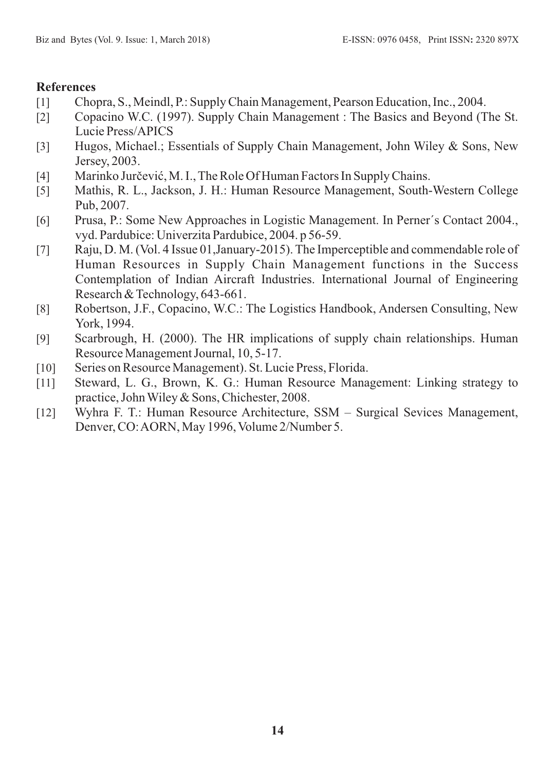## References

[1] Chopra, S., Meindl, P.: Supply Chain Management, Pearson Education, Inc., 2004.

[2] Copacino W.C. (1997). Supply Chain Management : The Basics and Beyond (The St. Lucie Press/APICS

[3] Hugos, Michael.; Essentials of Supply Chain Management, John Wiley & Sons, New Jersey, 2003.

[4] Marinko Jurčević, M. I., The Role Of Human Factors In Supply Chains.

[5] Mathis, R. L., Jackson, J. H.: Human Resource Management, South-Western College Pub, 2007.

[6] Prusa, P.: Some New Approaches in Logistic Management. In Perner´s Contact 2004., vyd. Pardubice: Univerzita Pardubice, 2004. p 56-59.

[7] Raju, D. M. (Vol. 4 Issue 01,January-2015). The Imperceptible and commendable role of Human Resources in Supply Chain Management functions in the Success Contemplation of Indian Aircraft Industries. International Journal of Engineering Research & Technology, 643-661.

[8] Robertson, J.F., Copacino, W.C.: The Logistics Handbook, Andersen Consulting, New York, 1994.

[9] Scarbrough, H. (2000). The HR implications of supply chain relationships. Human Resource Management Journal, 10, 5-17.

[10] Series on Resource Management). St. Lucie Press, Florida.

[11] Steward, L. G., Brown, K. G.: Human Resource Management: Linking strategy to practice, John Wiley & Sons, Chichester, 2008.

[12] Wyhra F. T.: Human Resource Architecture, SSM – Surgical Sevices Management, Denver, CO: AORN, May 1996, Volume 2/Number 5.